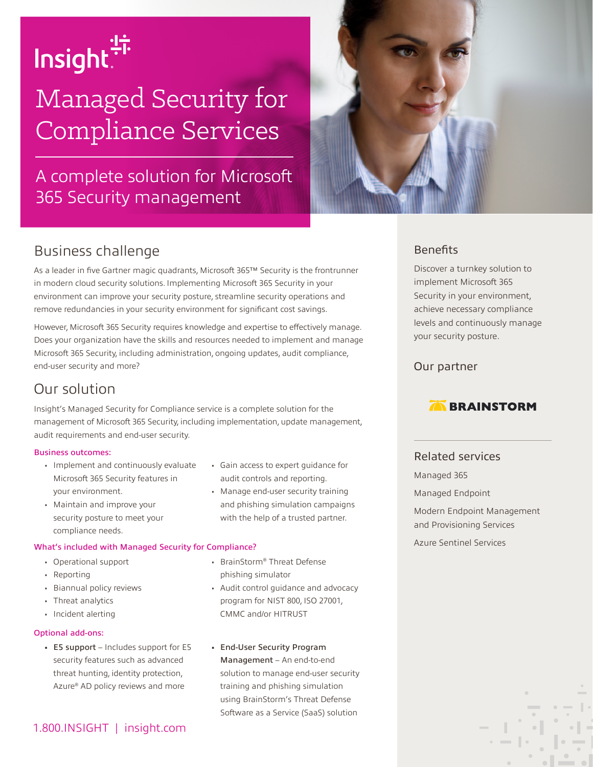Insight

# Managed Security for Compliance Services

## A complete solution for Microsoft 365 Security management

## Business challenge

As a leader in five Gartner magic quadrants, Microsoft 365™ Security is the frontrunner in modern cloud security solutions. Implementing Microsoft 365 Security in your environment can improve your security posture, streamline security operations and remove redundancies in your security environment for significant cost savings.

However, Microsoft 365 Security requires knowledge and expertise to effectively manage. Does your organization have the skills and resources needed to implement and manage Microsoft 365 Security, including administration, ongoing updates, audit compliance, end-user security and more?

## Our solution

Insight's Managed Security for Compliance service is a complete solution for the management of Microsoft 365 Security, including implementation, update management, audit requirements and end-user security.

**Business outcomes:**

- Implement and continuously evaluate Microsoft 365 Security features in your environment.
- Maintain and improve your security posture to meet your compliance needs.
- Gain access to expert guidance for audit controls and reporting.
- Manage end-user security training and phishing simulation campaigns with the help of a trusted partner.

**What's included with Managed Security for Compliance?**

- Operational support
- Reporting
- Biannual policy reviews
- Threat analytics
- Incident alerting
- BrainStorm® Threat Defense phishing simulator
- Audit control guidance and advocacy program for NIST 800, ISO 27001, CMMC and/or HITRUST

**Optional add-ons:**

- **E5 support** – Includes support for E5 security features such as advanced threat hunting, identity protection, Azure® AD policy reviews and more
- **End-User Security Program Management** – An end-to-end solution to manage end-user security training and phishing simulation using BrainStorm's Threat Defense Software as a Service (SaaS) solution

1.800.INSIGHT | insight.com

## Benefits

Discover a turnkey solution to implement Microsoft 365 Security in your environment, achieve necessary compliance levels and continuously manage your security posture.

## Our partner

BRAINSTORM

## Related services

Managed 365

Managed Endpoint

Modern Endpoint Management and Provisioning Services

Azure Sentinel Services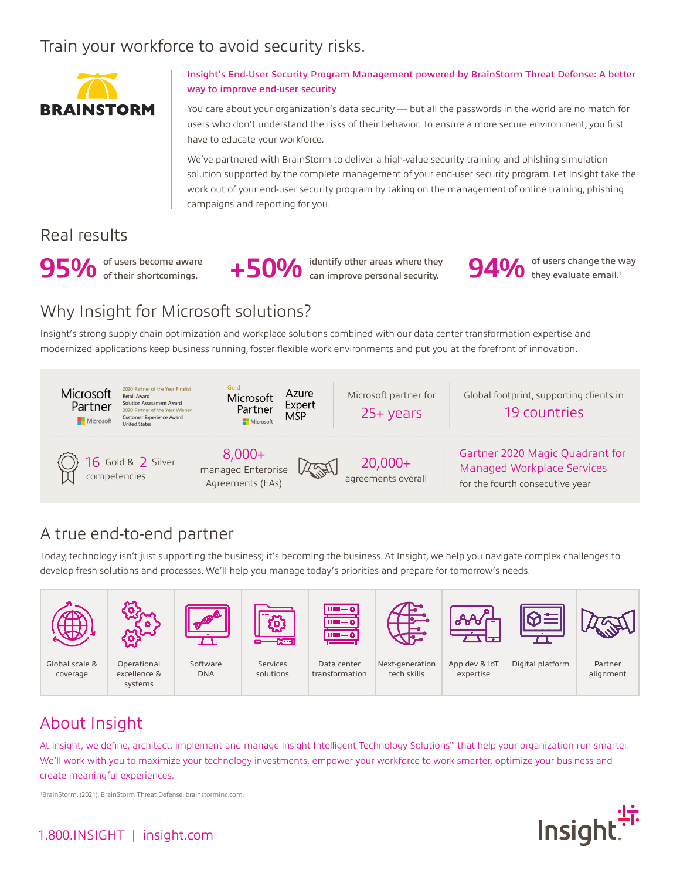# Train your workforce to avoid security risks.

BRAINSTORM

**Insight's End-User Security Program Management powered by BrainStorm Threat Defense: A better way to improve end-user security**

You care about your organization's data security — but all the passwords in the world are no match for users who don't understand the risks of their behavior. To ensure a more secure environment, you first have to educate your workforce.

We've partnered with BrainStorm to deliver a high-value security training and phishing simulation solution supported by the complete management of your end-user security program. Let Insight take the work out of your end-user security program by taking on the management of online training, phishing campaigns and reporting for you.

## Real results

**95%** of users become aware of their shortcomings.

**+50%** identify other areas where they can improve personal security.

**94%** of users change the way they evaluate email.[1]

## Why Insight for Microsoft solutions?

Insight's strong supply chain optimization and workplace solutions combined with our data center transformation expertise and modernized applications keep business running, foster flexible work environments and put you at the forefront of innovation.

Microsoft Partner — 2020 Partner of the Year Finalist: Retail Award, Solution Assessment Award; 2020 Partner of the Year Winner: Customer Experience Award, United States

Gold Microsoft Partner — Azure Expert MSP

Microsoft partner for 25+ years

Global footprint, supporting clients in 19 countries

16 Gold & 2 Silver competencies

8,000+ managed Enterprise Agreements (EAs)

20,000+ agreements overall

Gartner 2020 Magic Quadrant for Managed Workplace Services for the fourth consecutive year

## A true end-to-end partner

Today, technology isn't just supporting the business; it's becoming the business. At Insight, we help you navigate complex challenges to develop fresh solutions and processes. We'll help you manage today's priorities and prepare for tomorrow's needs.

- Global scale & coverage
- Operational excellence & systems
- Software DNA
- Services solutions
- Data center transformation
- Next-generation tech skills
- App dev & IoT expertise
- Digital platform
- Partner alignment

## About Insight

At Insight, we define, architect, implement and manage Insight Intelligent Technology Solutions™ that help your organization run smarter. We'll work with you to maximize your technology investments, empower your workforce to work smarter, optimize your business and create meaningful experiences.

[1]BrainStorm. (2021). BrainStorm Threat Defense. brainstorminc.com.

1.800.INSIGHT | insight.com

Insight.